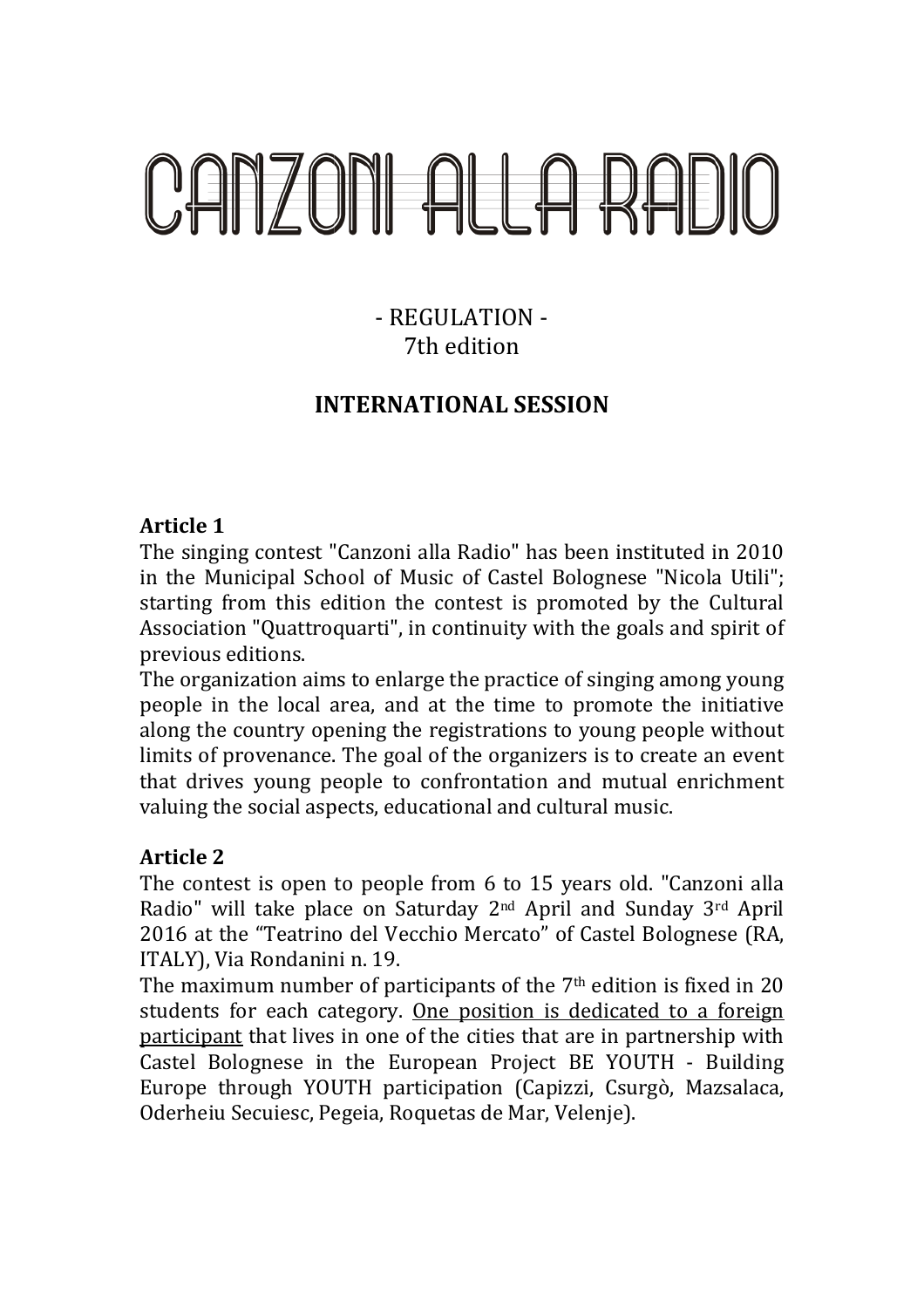# CANZONI ALLA RADIO

- REGULATION -
7th edition

## INTERNATIONAL SESSION

**Article 1**

The singing contest "Canzoni alla Radio" has been instituted in 2010 in the Municipal School of Music of Castel Bolognese "Nicola Utili"; starting from this edition the contest is promoted by the Cultural Association "Quattroquarti", in continuity with the goals and spirit of previous editions.

The organization aims to enlarge the practice of singing among young people in the local area, and at the time to promote the initiative along the country opening the registrations to young people without limits of provenance. The goal of the organizers is to create an event that drives young people to confrontation and mutual enrichment valuing the social aspects, educational and cultural music.

**Article 2**

The contest is open to people from 6 to 15 years old. "Canzoni alla Radio" will take place on Saturday 2nd April and Sunday 3rd April 2016 at the "Teatrino del Vecchio Mercato" of Castel Bolognese (RA, ITALY), Via Rondanini n. 19.

The maximum number of participants of the 7th edition is fixed in 20 students for each category. <u>One position is dedicated to a foreign participant</u> that lives in one of the cities that are in partnership with Castel Bolognese in the European Project BE YOUTH - Building Europe through YOUTH participation (Capizzi, Csurgò, Mazsalaca, Oderheiu Secuiesc, Pegeia, Roquetas de Mar, Velenje).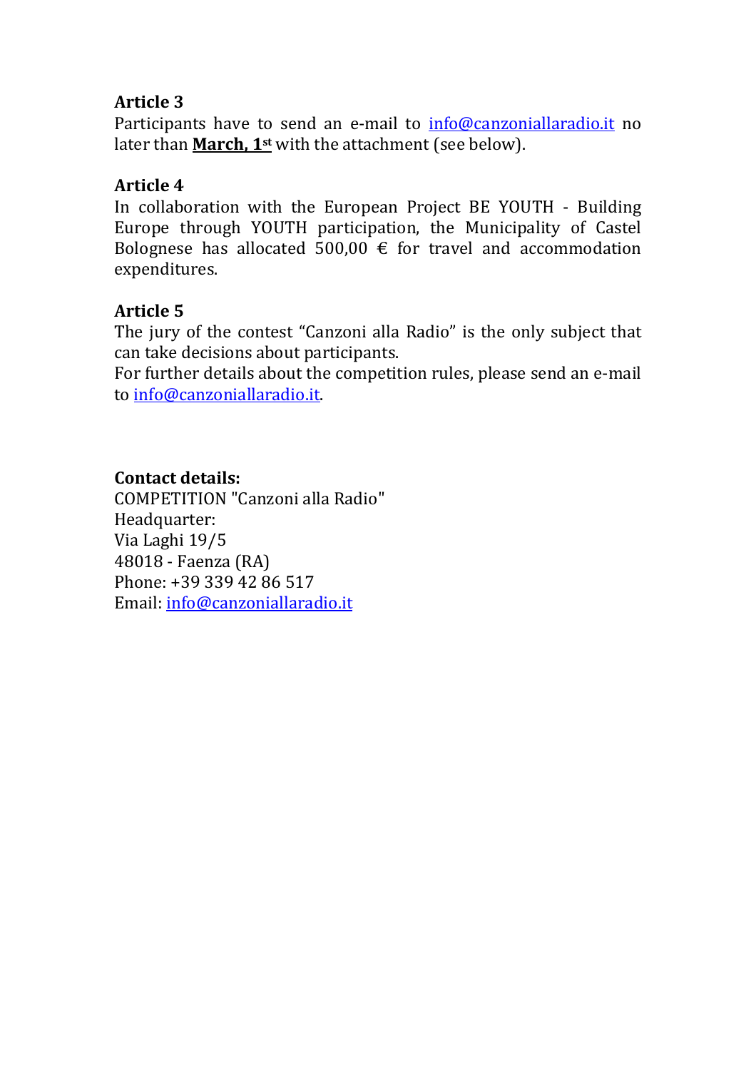**Article 3**
Participants have to send an e-mail to info@canzoniallaradio.it no later than **March, 1st** with the attachment (see below).

**Article 4**
In collaboration with the European Project BE YOUTH - Building Europe through YOUTH participation, the Municipality of Castel Bolognese has allocated 500,00 € for travel and accommodation expenditures.

**Article 5**
The jury of the contest “Canzoni alla Radio” is the only subject that can take decisions about participants.
For further details about the competition rules, please send an e-mail to info@canzoniallaradio.it.

**Contact details:**
COMPETITION "Canzoni alla Radio"
Headquarter:
Via Laghi 19/5
48018 - Faenza (RA)
Phone: +39 339 42 86 517
Email: info@canzoniallaradio.it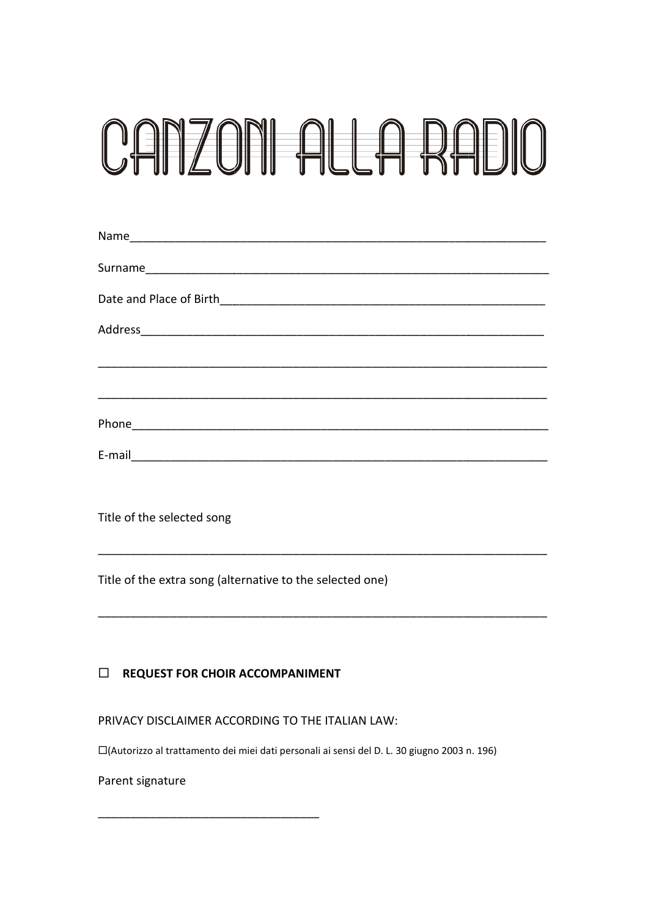# CANZONI ALLA RADIO

Name_______________________________________________________________

Surname_____________________________________________________________

Date and Place of Birth_______________________________________________

Address_____________________________________________________________

____________________________________________________________________

____________________________________________________________________

Phone_______________________________________________________________

E-mail______________________________________________________________

Title of the selected song

____________________________________________________________________

Title of the extra song (alternative to the selected one)

____________________________________________________________________

☐ **REQUEST FOR CHOIR ACCOMPANIMENT**

PRIVACY DISCLAIMER ACCORDING TO THE ITALIAN LAW:

☐(Autorizzo al trattamento dei miei dati personali ai sensi del D. L. 30 giugno 2003 n. 196)

Parent signature

_________________________________